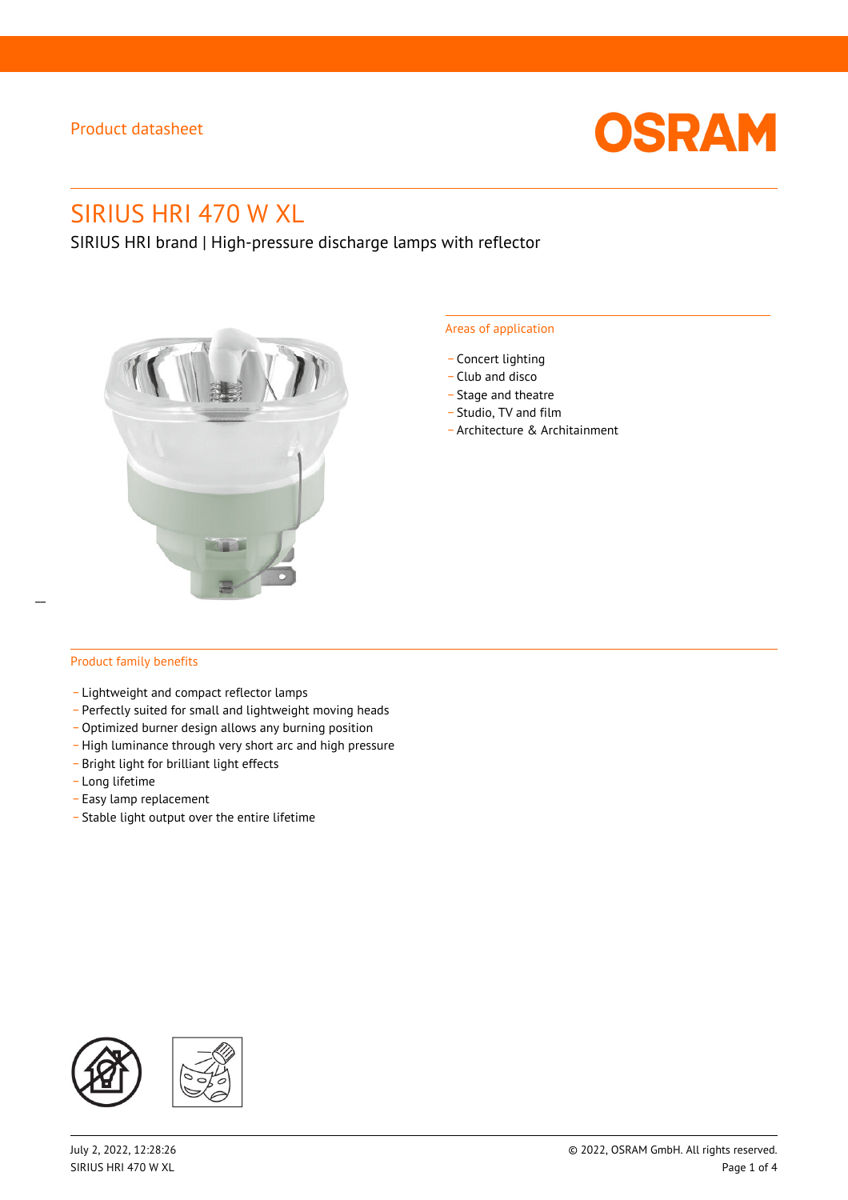Product datasheet

# SIRIUS HRI 470 W XL

SIRIUS HRI brand | High-pressure discharge lamps with reflector

## Areas of application

- Concert lighting
- Club and disco
- Stage and theatre
- Studio, TV and film
- Architecture & Architainment

## Product family benefits

- Lightweight and compact reflector lamps
- Perfectly suited for small and lightweight moving heads
- Optimized burner design allows any burning position
- High luminance through very short arc and high pressure
- Bright light for brilliant light effects
- Long lifetime
- Easy lamp replacement
- Stable light output over the entire lifetime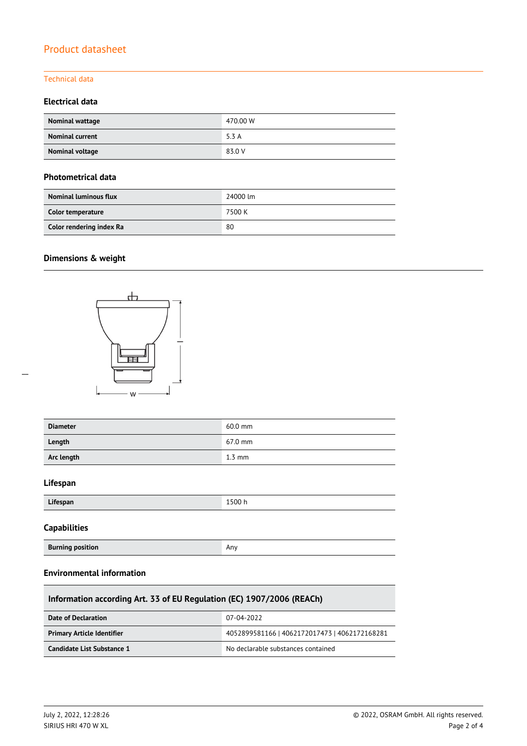## Product datasheet

### Technical data

#### Electrical data

| | |
|---|---|
| **Nominal wattage** | 470.00 W |
| **Nominal current** | 5.3 A |
| **Nominal voltage** | 83.0 V |

#### Photometrical data

| | |
|---|---|
| **Nominal luminous flux** | 24000 lm |
| **Color temperature** | 7500 K |
| **Color rendering index Ra** | 80 |

#### Dimensions & weight

| | |
|---|---|
| **Diameter** | 60.0 mm |
| **Length** | 67.0 mm |
| **Arc length** | 1.3 mm |

#### Lifespan

| | |
|---|---|
| **Lifespan** | 1500 h |

#### Capabilities

| | |
|---|---|
| **Burning position** | Any |

#### Environmental information

| Information according Art. 33 of EU Regulation (EC) 1907/2006 (REACh) | |
|---|---|
| **Date of Declaration** | 07-04-2022 |
| **Primary Article Identifier** | 4052899581166 \| 4062172017473 \| 4062172168281 |
| **Candidate List Substance 1** | No declarable substances contained |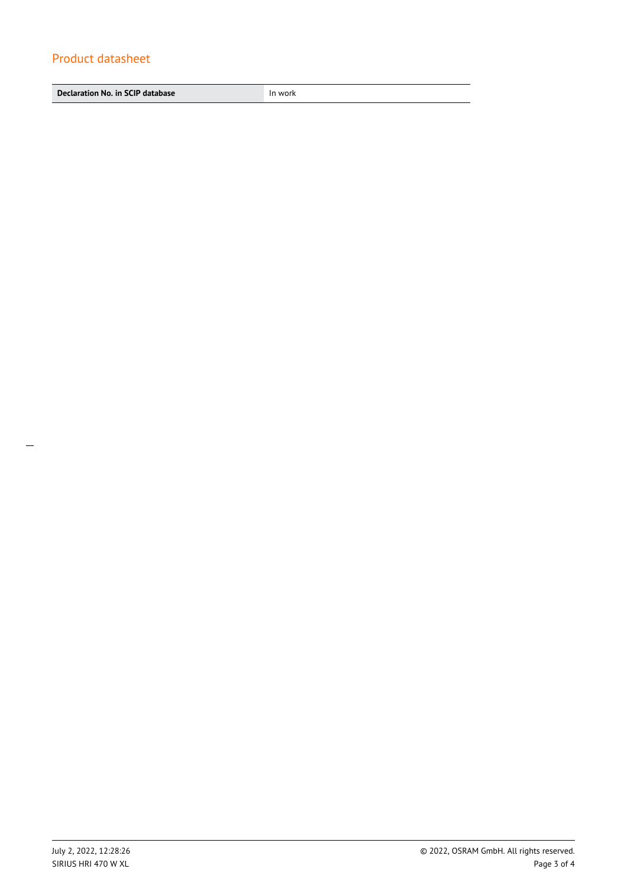| | |
|---|---|
| **Declaration No. in SCIP database** | In work |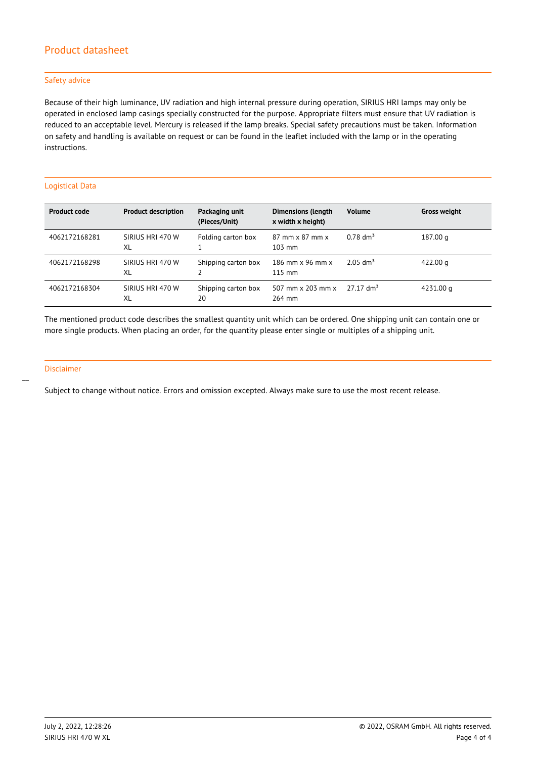# Product datasheet

## Safety advice

Because of their high luminance, UV radiation and high internal pressure during operation, SIRIUS HRI lamps may only be operated in enclosed lamp casings specially constructed for the purpose. Appropriate filters must ensure that UV radiation is reduced to an acceptable level. Mercury is released if the lamp breaks. Special safety precautions must be taken. Information on safety and handling is available on request or can be found in the leaflet included with the lamp or in the operating instructions.

## Logistical Data

| Product code | Product description | Packaging unit (Pieces/Unit) | Dimensions (length x width x height) | Volume | Gross weight |
| --- | --- | --- | --- | --- | --- |
| 4062172168281 | SIRIUS HRI 470 W XL | Folding carton box 1 | 87 mm x 87 mm x 103 mm | 0.78 $dm^3$ | 187.00 g |
| 4062172168298 | SIRIUS HRI 470 W XL | Shipping carton box 2 | 186 mm x 96 mm x 115 mm | 2.05 $dm^3$ | 422.00 g |
| 4062172168304 | SIRIUS HRI 470 W XL | Shipping carton box 20 | 507 mm x 203 mm x 264 mm | 27.17 $dm^3$ | 4231.00 g |

The mentioned product code describes the smallest quantity unit which can be ordered. One shipping unit can contain one or more single products. When placing an order, for the quantity please enter single or multiples of a shipping unit.

## Disclaimer

Subject to change without notice. Errors and omission excepted. Always make sure to use the most recent release.